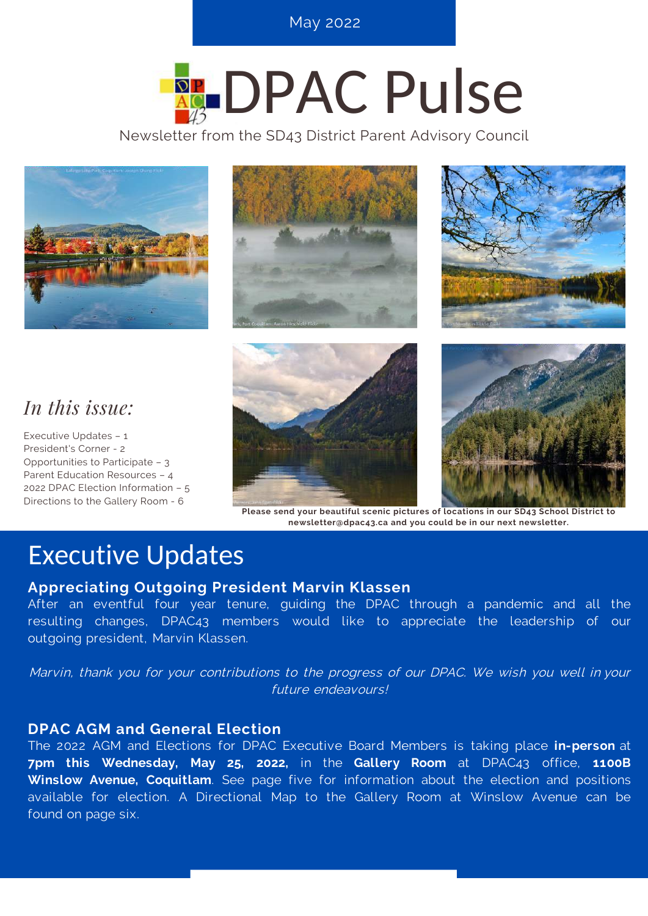May 2022

# DPAC Pulse

Newsletter from the SD43 District Parent Advisory Council

*In this issue:*

Executive Updates – 1
President's Corner - 2
Opportunities to Participate – 3
Parent Education Resources – 4
2022 DPAC Election Information – 5
Directions to the Gallery Room - 6

**Please send your beautiful scenic pictures of locations in our SD43 School District to newsletter@dpac43.ca and you could be in our next newsletter.**

# Executive Updates

### Appreciating Outgoing President Marvin Klassen

After an eventful four year tenure, guiding the DPAC through a pandemic and all the resulting changes, DPAC43 members would like to appreciate the leadership of our outgoing president, Marvin Klassen.

*Marvin, thank you for your contributions to the progress of our DPAC. We wish you well in your future endeavours!*

### DPAC AGM and General Election

The 2022 AGM and Elections for DPAC Executive Board Members is taking place **in-person** at **7pm this Wednesday, May 25, 2022,** in the **Gallery Room** at DPAC43 office, **1100B Winslow Avenue, Coquitlam**. See page five for information about the election and positions available for election. A Directional Map to the Gallery Room at Winslow Avenue can be found on page six.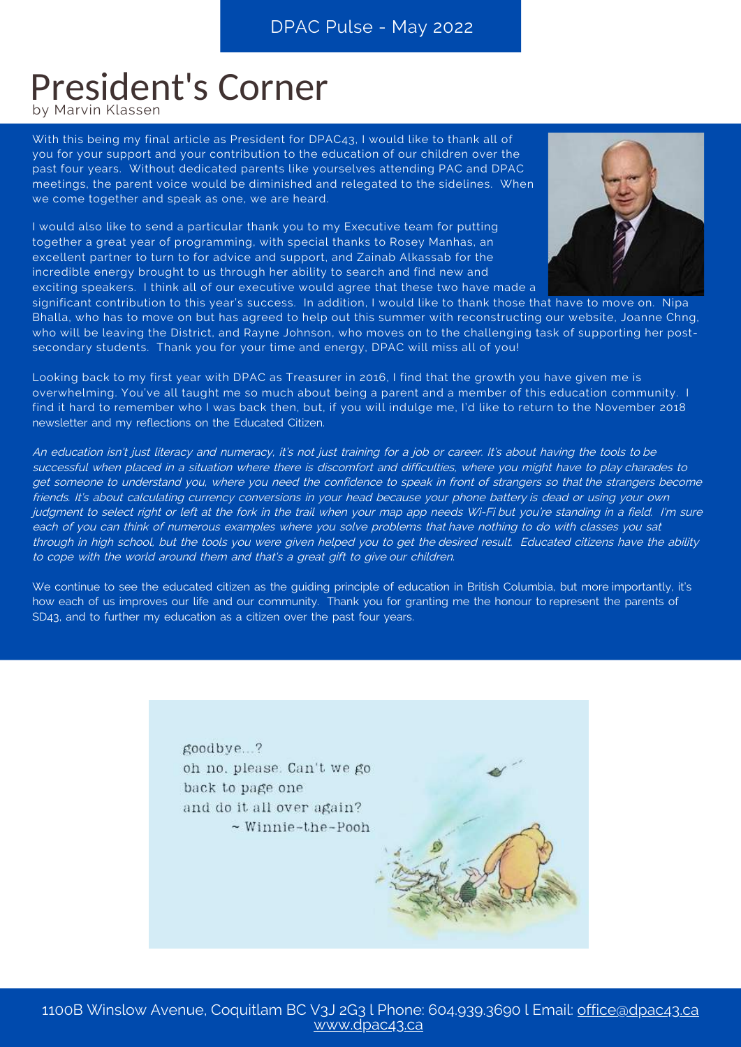# President's Corner

by Marvin Klassen

With this being my final article as President for DPAC43, I would like to thank all of you for your support and your contribution to the education of our children over the past four years. Without dedicated parents like yourselves attending PAC and DPAC meetings, the parent voice would be diminished and relegated to the sidelines. When we come together and speak as one, we are heard.

I would also like to send a particular thank you to my Executive team for putting together a great year of programming, with special thanks to Rosey Manhas, an excellent partner to turn to for advice and support, and Zainab Alkassab for the incredible energy brought to us through her ability to search and find new and exciting speakers. I think all of our executive would agree that these two have made a significant contribution to this year's success. In addition, I would like to thank those that have to move on. Nipa Bhalla, who has to move on but has agreed to help out this summer with reconstructing our website, Joanne Chng, who will be leaving the District, and Rayne Johnson, who moves on to the challenging task of supporting her post-secondary students. Thank you for your time and energy, DPAC will miss all of you!

Looking back to my first year with DPAC as Treasurer in 2016, I find that the growth you have given me is overwhelming. You've all taught me so much about being a parent and a member of this education community. I find it hard to remember who I was back then, but, if you will indulge me, I'd like to return to the November 2018 newsletter and my reflections on the Educated Citizen.

*An education isn't just literacy and numeracy, it's not just training for a job or career. It's about having the tools to be successful when placed in a situation where there is discomfort and difficulties, where you might have to play charades to get someone to understand you, where you need the confidence to speak in front of strangers so that the strangers become friends. It's about calculating currency conversions in your head because your phone battery is dead or using your own judgment to select right or left at the fork in the trail when your map app needs Wi-Fi but you're standing in a field. I'm sure each of you can think of numerous examples where you solve problems that have nothing to do with classes you sat through in high school, but the tools you were given helped you to get the desired result. Educated citizens have the ability to cope with the world around them and that's a great gift to give our children.*

We continue to see the educated citizen as the guiding principle of education in British Columbia, but more importantly, it's how each of us improves our life and our community. Thank you for granting me the honour to represent the parents of SD43, and to further my education as a citizen over the past four years.

goodbye...?
oh no, please. Can't we go
back to page one
and do it all over again?
~ Winnie-the-Pooh

1100B Winslow Avenue, Coquitlam BC V3J 2G3 | Phone: 604.939.3690 | Email: office@dpac43.ca
www.dpac43.ca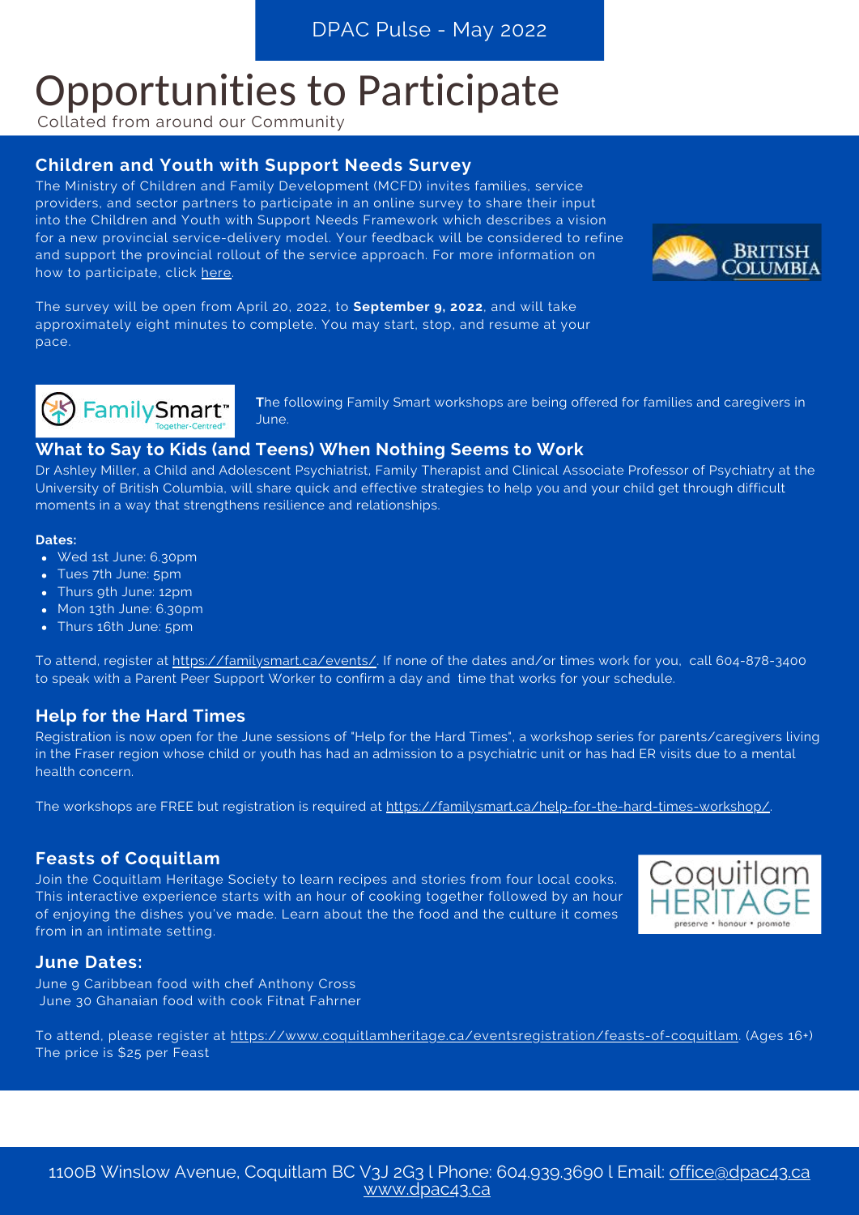DPAC Pulse - May 2022

# Opportunities to Participate

Collated from around our Community

## Children and Youth with Support Needs Survey

The Ministry of Children and Family Development (MCFD) invites families, service providers, and sector partners to participate in an online survey to share their input into the Children and Youth with Support Needs Framework which describes a vision for a new provincial service-delivery model. Your feedback will be considered to refine and support the provincial rollout of the service approach. For more information on how to participate, click here.

The survey will be open from April 20, 2022, to **September 9, 2022**, and will take approximately eight minutes to complete. You may start, stop, and resume at your pace.

The following Family Smart workshops are being offered for families and caregivers in June.

## What to Say to Kids (and Teens) When Nothing Seems to Work

Dr Ashley Miller, a Child and Adolescent Psychiatrist, Family Therapist and Clinical Associate Professor of Psychiatry at the University of British Columbia, will share quick and effective strategies to help you and your child get through difficult moments in a way that strengthens resilience and relationships.

**Dates:**

- Wed 1st June: 6.30pm
- Tues 7th June: 5pm
- Thurs 9th June: 12pm
- Mon 13th June: 6.30pm
- Thurs 16th June: 5pm

To attend, register at https://familysmart.ca/events/. If none of the dates and/or times work for you, call 604-878-3400 to speak with a Parent Peer Support Worker to confirm a day and time that works for your schedule.

## Help for the Hard Times

Registration is now open for the June sessions of "Help for the Hard Times", a workshop series for parents/caregivers living in the Fraser region whose child or youth has had an admission to a psychiatric unit or has had ER visits due to a mental health concern.

The workshops are FREE but registration is required at https://familysmart.ca/help-for-the-hard-times-workshop/.

## Feasts of Coquitlam

Join the Coquitlam Heritage Society to learn recipes and stories from four local cooks. This interactive experience starts with an hour of cooking together followed by an hour of enjoying the dishes you've made. Learn about the the food and the culture it comes from in an intimate setting.

## June Dates:

June 9 Caribbean food with chef Anthony Cross
June 30 Ghanaian food with cook Fitnat Fahrner

To attend, please register at https://www.coquitlamheritage.ca/eventsregistration/feasts-of-coquitlam. (Ages 16+)
The price is $25 per Feast

1100B Winslow Avenue, Coquitlam BC V3J 2G3 | Phone: 604.939.3690 | Email: office@dpac43.ca
www.dpac43.ca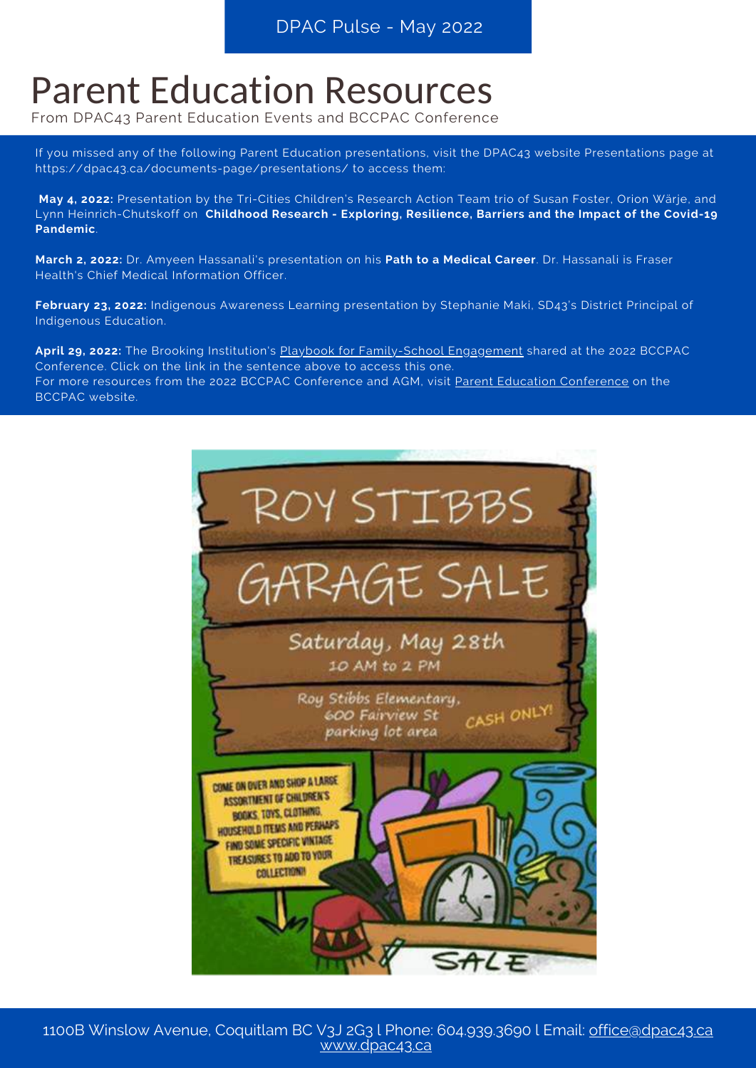# Parent Education Resources

From DPAC43 Parent Education Events and BCCPAC Conference

If you missed any of the following Parent Education presentations, visit the DPAC43 website Presentations page at https://dpac43.ca/documents-page/presentations/ to access them:

**May 4, 2022:** Presentation by the Tri-Cities Children's Research Action Team trio of Susan Foster, Orion Wärje, and Lynn Heinrich-Chutskoff on **Childhood Research - Exploring, Resilience, Barriers and the Impact of the Covid-19 Pandemic**.

**March 2, 2022:** Dr. Amyeen Hassanali's presentation on his **Path to a Medical Career**. Dr. Hassanali is Fraser Health's Chief Medical Information Officer.

**February 23, 2022:** Indigenous Awareness Learning presentation by Stephanie Maki, SD43's District Principal of Indigenous Education.

**April 29, 2022:** The Brooking Institution's Playbook for Family-School Engagement shared at the 2022 BCCPAC Conference. Click on the link in the sentence above to access this one.
For more resources from the 2022 BCCPAC Conference and AGM, visit Parent Education Conference on the BCCPAC website.

ROY STIBBS GARAGE SALE

Saturday, May 28th
10 AM to 2 PM

Roy Stibbs Elementary, 600 Fairview St parking lot area

CASH ONLY!

COME ON OVER AND SHOP A LARGE ASSORTMENT OF CHILDREN'S BOOKS, TOYS, CLOTHING, HOUSEHOLD ITEMS AND PERHAPS FIND SOME SPECIFIC VINTAGE TREASURES TO ADD TO YOUR COLLECTION!!

SALE

1100B Winslow Avenue, Coquitlam BC V3J 2G3 | Phone: 604.939.3690 | Email: office@dpac43.ca
www.dpac43.ca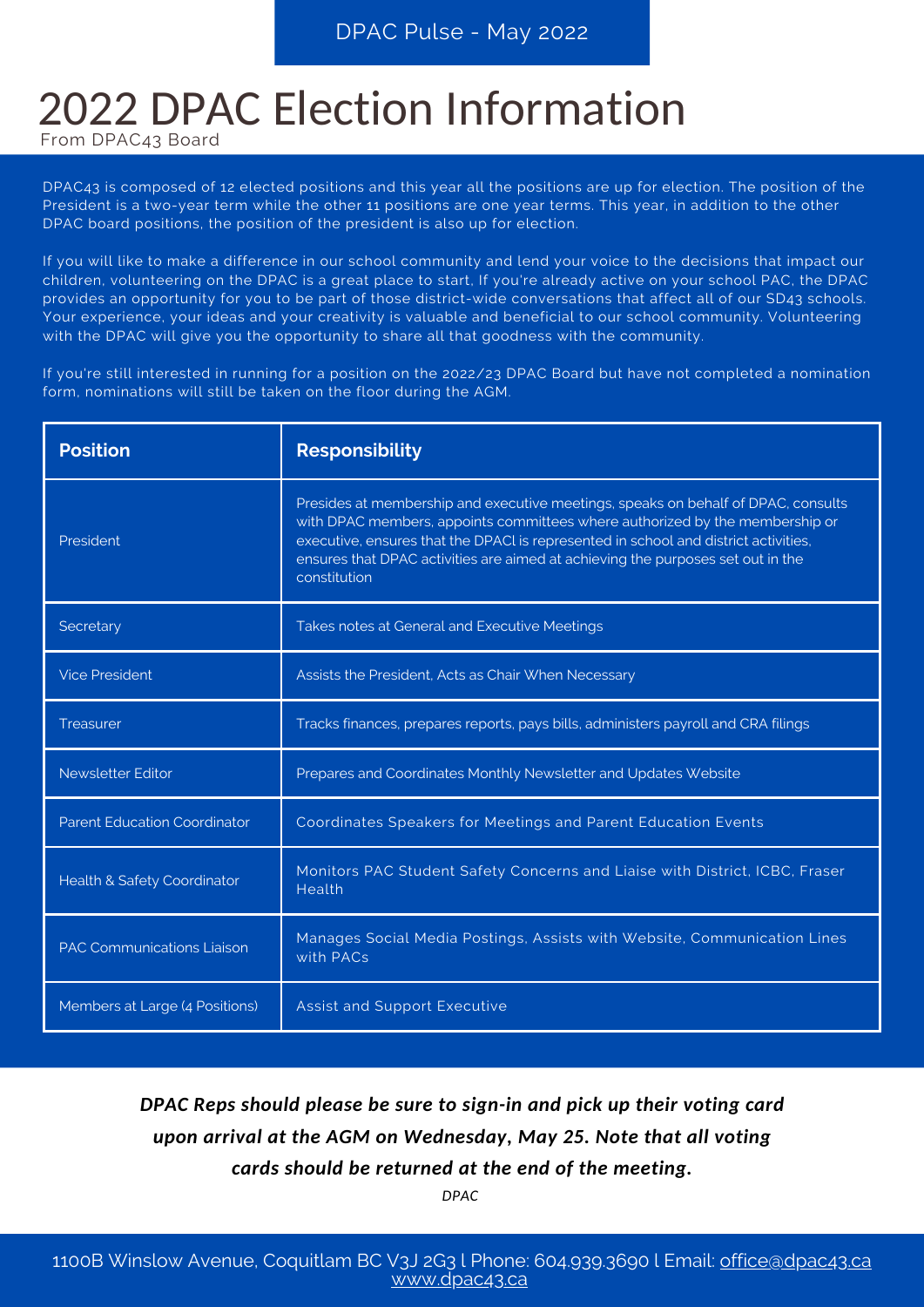# 2022 DPAC Election Information

From DPAC43 Board

DPAC43 is composed of 12 elected positions and this year all the positions are up for election. The position of the President is a two-year term while the other 11 positions are one year terms. This year, in addition to the other DPAC board positions, the position of the president is also up for election.

If you will like to make a difference in our school community and lend your voice to the decisions that impact our children, volunteering on the DPAC is a great place to start, If you're already active on your school PAC, the DPAC provides an opportunity for you to be part of those district-wide conversations that affect all of our SD43 schools. Your experience, your ideas and your creativity is valuable and beneficial to our school community. Volunteering with the DPAC will give you the opportunity to share all that goodness with the community.

If you're still interested in running for a position on the 2022/23 DPAC Board but have not completed a nomination form, nominations will still be taken on the floor during the AGM.

| Position | Responsibility |
| --- | --- |
| President | Presides at membership and executive meetings, speaks on behalf of DPAC, consults with DPAC members, appoints committees where authorized by the membership or executive, ensures that the DPACl is represented in school and district activities, ensures that DPAC activities are aimed at achieving the purposes set out in the constitution |
| Secretary | Takes notes at General and Executive Meetings |
| Vice President | Assists the President, Acts as Chair When Necessary |
| Treasurer | Tracks finances, prepares reports, pays bills, administers payroll and CRA filings |
| Newsletter Editor | Prepares and Coordinates Monthly Newsletter and Updates Website |
| Parent Education Coordinator | Coordinates Speakers for Meetings and Parent Education Events |
| Health & Safety Coordinator | Monitors PAC Student Safety Concerns and Liaise with District, ICBC, Fraser Health |
| PAC Communications Liaison | Manages Social Media Postings, Assists with Website, Communication Lines with PACs |
| Members at Large (4 Positions) | Assist and Support Executive |

***DPAC Reps should please be sure to sign-in and pick up their voting card upon arrival at the AGM on Wednesday, May 25. Note that all voting cards should be returned at the end of the meeting.***

*DPAC*

1100B Winslow Avenue, Coquitlam BC V3J 2G3 l Phone: 604.939.3690 l Email: office@dpac43.ca
www.dpac43.ca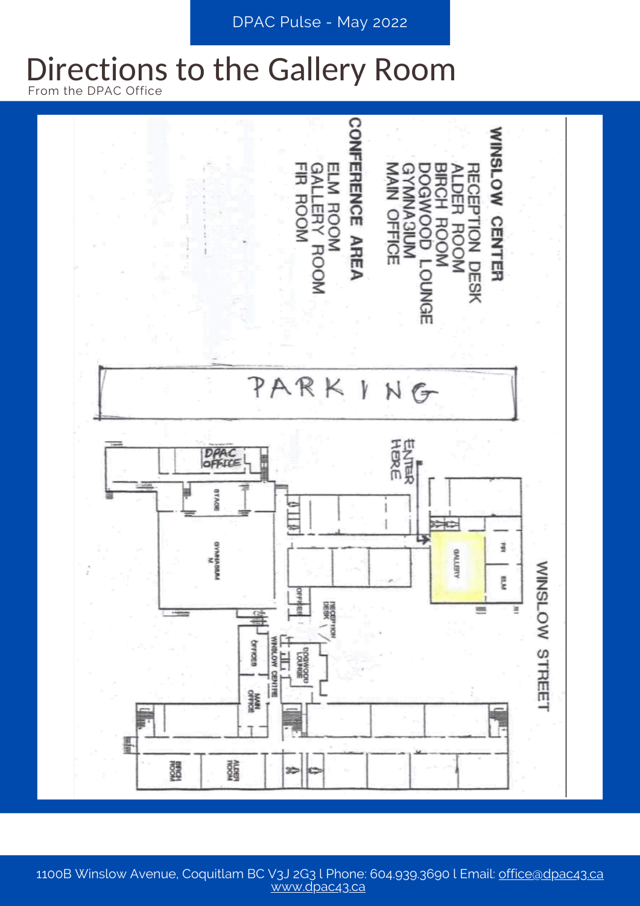# Directions to the Gallery Room

From the DPAC Office

**WINSLOW CENTER**
- RECEPTION DESK
- ALDER ROOM
- BIRCH ROOM
- DOGWOOD LOUNGE
- GYMNASIUM
- MAIN OFFICE

**CONFERENCE AREA**
- ELM ROOM
- GALLERY ROOM
- FIR ROOM

PARKING

DPAC OFFICE

ENTER HERE

WINSLOW STREET

STAGE

GYMNASIUM

GALLERY

FIR

ELM

OFFICES

RECEPTION DESK

DOGWOOD LOUNGE

WINSLOW CENTRE

OFFICES

MAIN OFFICE

BIRCH ROOM

ALDER ROOM